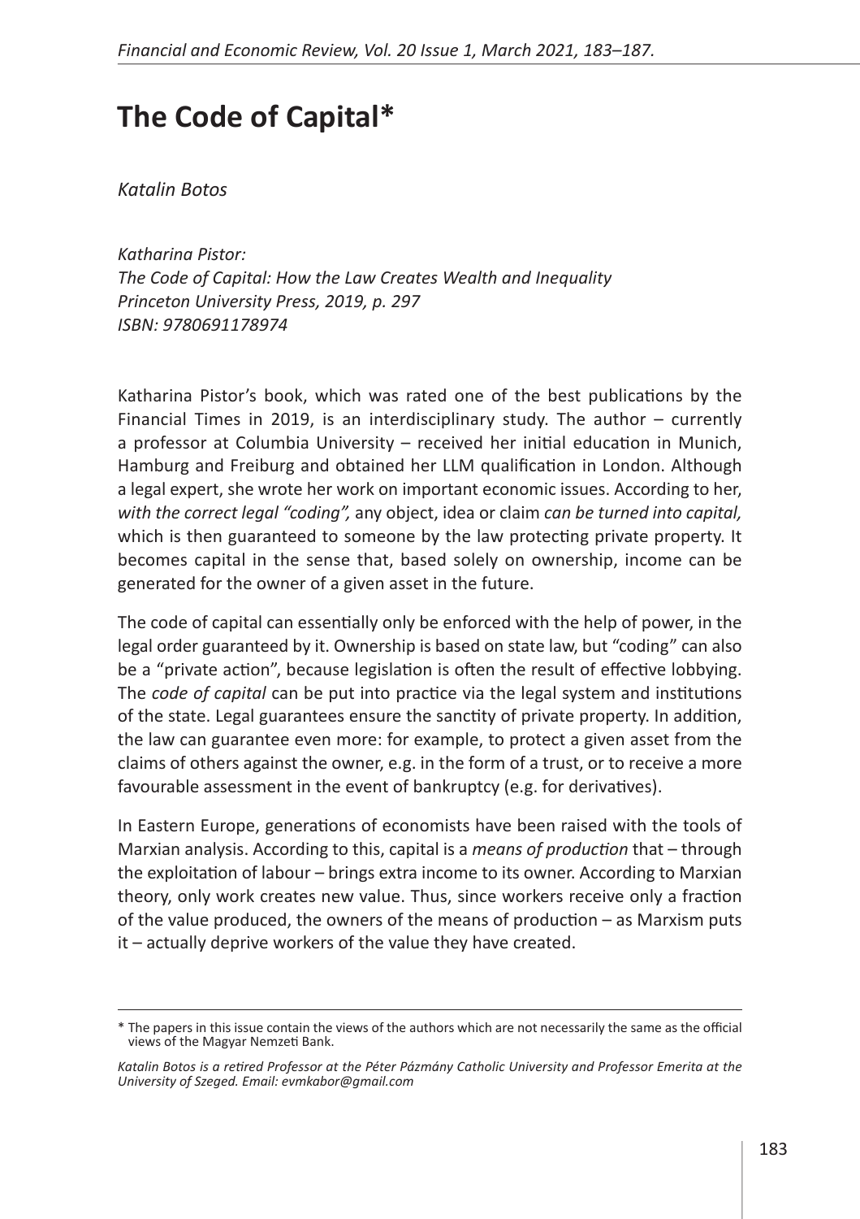# The Code of Capital*

*Katalin Botos*

*Katharina Pistor:*
*The Code of Capital: How the Law Creates Wealth and Inequality*
*Princeton University Press, 2019, p. 297*
*ISBN: 9780691178974*

Katharina Pistor's book, which was rated one of the best publications by the Financial Times in 2019, is an interdisciplinary study. The author – currently a professor at Columbia University – received her initial education in Munich, Hamburg and Freiburg and obtained her LLM qualification in London. Although a legal expert, she wrote her work on important economic issues. According to her, *with the correct legal "coding",* any object, idea or claim *can be turned into capital,* which is then guaranteed to someone by the law protecting private property. It becomes capital in the sense that, based solely on ownership, income can be generated for the owner of a given asset in the future.

The code of capital can essentially only be enforced with the help of power, in the legal order guaranteed by it. Ownership is based on state law, but "coding" can also be a "private action", because legislation is often the result of effective lobbying. The *code of capital* can be put into practice via the legal system and institutions of the state. Legal guarantees ensure the sanctity of private property. In addition, the law can guarantee even more: for example, to protect a given asset from the claims of others against the owner, e.g. in the form of a trust, or to receive a more favourable assessment in the event of bankruptcy (e.g. for derivatives).

In Eastern Europe, generations of economists have been raised with the tools of Marxian analysis. According to this, capital is a *means of production* that – through the exploitation of labour – brings extra income to its owner. According to Marxian theory, only work creates new value. Thus, since workers receive only a fraction of the value produced, the owners of the means of production – as Marxism puts it – actually deprive workers of the value they have created.

---

\* The papers in this issue contain the views of the authors which are not necessarily the same as the official views of the Magyar Nemzeti Bank.

*Katalin Botos is a retired Professor at the Péter Pázmány Catholic University and Professor Emerita at the University of Szeged. Email: evmkabor@gmail.com*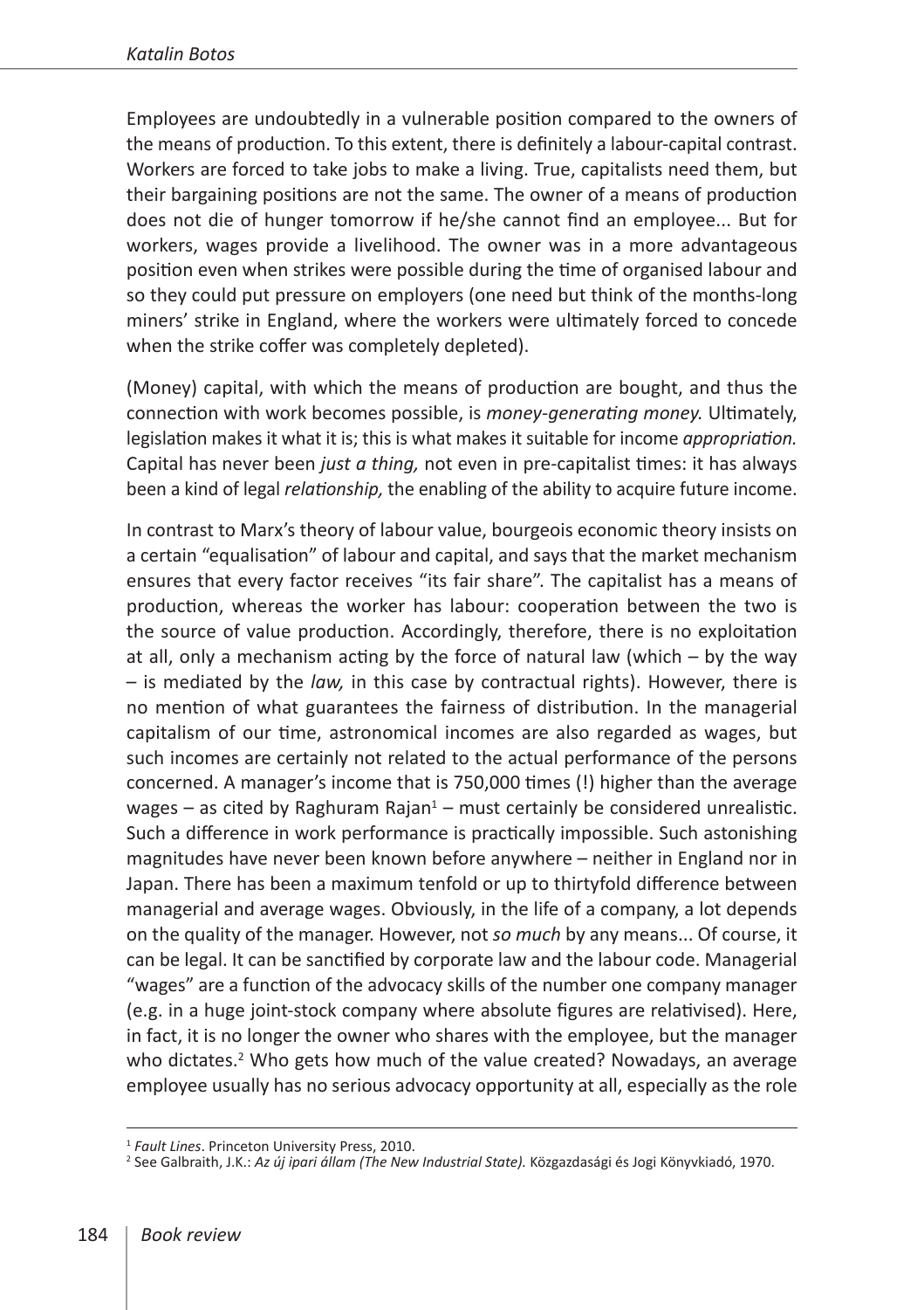Employees are undoubtedly in a vulnerable position compared to the owners of the means of production. To this extent, there is definitely a labour-capital contrast. Workers are forced to take jobs to make a living. True, capitalists need them, but their bargaining positions are not the same. The owner of a means of production does not die of hunger tomorrow if he/she cannot find an employee... But for workers, wages provide a livelihood. The owner was in a more advantageous position even when strikes were possible during the time of organised labour and so they could put pressure on employers (one need but think of the months-long miners' strike in England, where the workers were ultimately forced to concede when the strike coffer was completely depleted).

(Money) capital, with which the means of production are bought, and thus the connection with work becomes possible, is *money-generating money.* Ultimately, legislation makes it what it is; this is what makes it suitable for income *appropriation.* Capital has never been *just a thing,* not even in pre-capitalist times: it has always been a kind of legal *relationship,* the enabling of the ability to acquire future income.

In contrast to Marx's theory of labour value, bourgeois economic theory insists on a certain "equalisation" of labour and capital, and says that the market mechanism ensures that every factor receives "its fair share". The capitalist has a means of production, whereas the worker has labour: cooperation between the two is the source of value production. Accordingly, therefore, there is no exploitation at all, only a mechanism acting by the force of natural law (which – by the way – is mediated by the *law,* in this case by contractual rights). However, there is no mention of what guarantees the fairness of distribution. In the managerial capitalism of our time, astronomical incomes are also regarded as wages, but such incomes are certainly not related to the actual performance of the persons concerned. A manager's income that is 750,000 times (!) higher than the average wages – as cited by Raghuram Rajan[1] – must certainly be considered unrealistic. Such a difference in work performance is practically impossible. Such astonishing magnitudes have never been known before anywhere – neither in England nor in Japan. There has been a maximum tenfold or up to thirtyfold difference between managerial and average wages. Obviously, in the life of a company, a lot depends on the quality of the manager. However, not *so much* by any means... Of course, it can be legal. It can be sanctified by corporate law and the labour code. Managerial "wages" are a function of the advocacy skills of the number one company manager (e.g. in a huge joint-stock company where absolute figures are relativised). Here, in fact, it is no longer the owner who shares with the employee, but the manager who dictates.[2] Who gets how much of the value created? Nowadays, an average employee usually has no serious advocacy opportunity at all, especially as the role

---

[1] *Fault Lines*. Princeton University Press, 2010.

[2] See Galbraith, J.K.: *Az új ipari állam (The New Industrial State).* Közgazdasági és Jogi Könyvkiadó, 1970.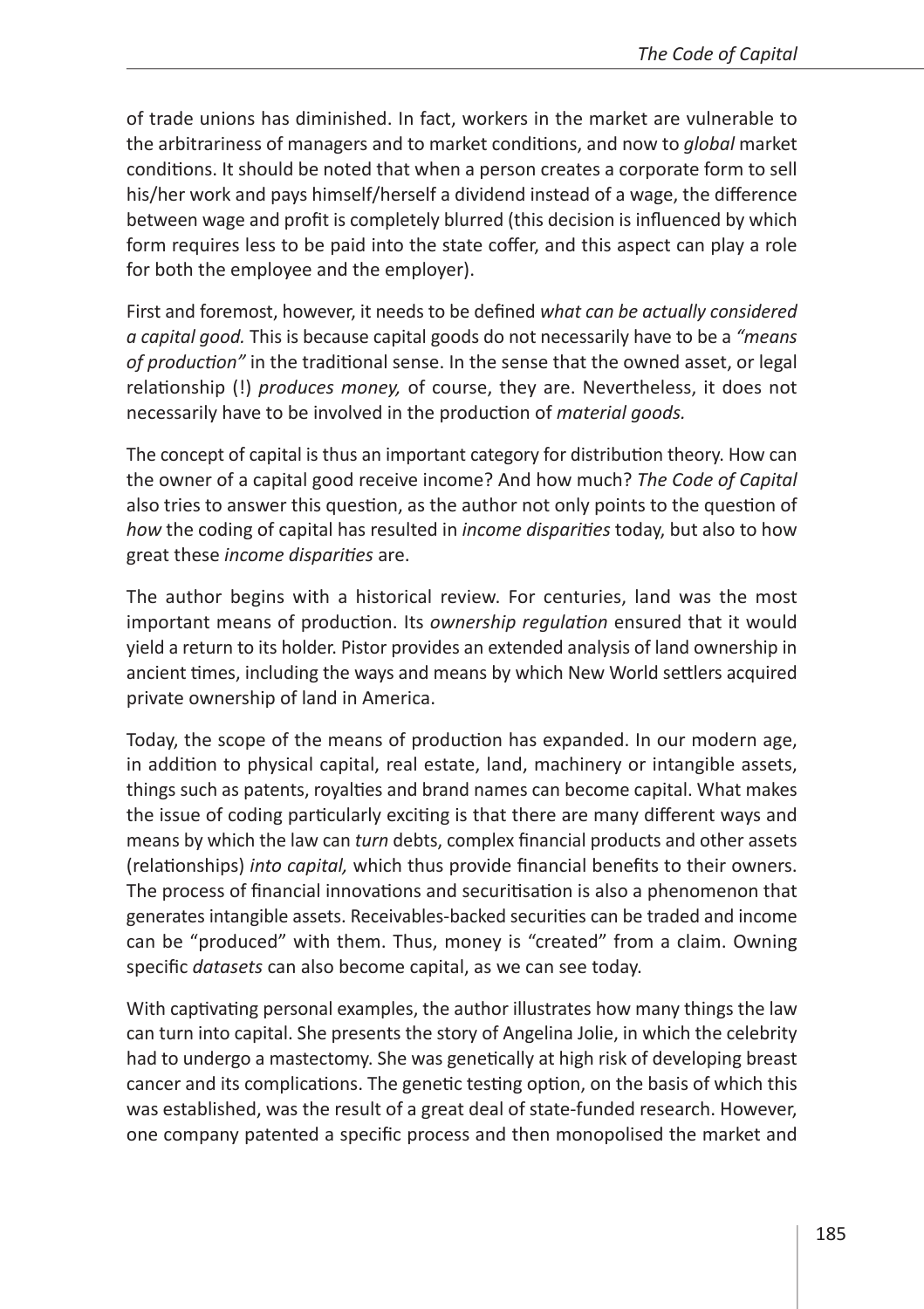of trade unions has diminished. In fact, workers in the market are vulnerable to the arbitrariness of managers and to market conditions, and now to *global* market conditions. It should be noted that when a person creates a corporate form to sell his/her work and pays himself/herself a dividend instead of a wage, the difference between wage and profit is completely blurred (this decision is influenced by which form requires less to be paid into the state coffer, and this aspect can play a role for both the employee and the employer).

First and foremost, however, it needs to be defined *what can be actually considered a capital good.* This is because capital goods do not necessarily have to be a *"means of production"* in the traditional sense. In the sense that the owned asset, or legal relationship (!) *produces money,* of course, they are. Nevertheless, it does not necessarily have to be involved in the production of *material goods.*

The concept of capital is thus an important category for distribution theory. How can the owner of a capital good receive income? And how much? *The Code of Capital* also tries to answer this question, as the author not only points to the question of *how* the coding of capital has resulted in *income disparities* today, but also to how great these *income disparities* are.

The author begins with a historical review. For centuries, land was the most important means of production. Its *ownership regulation* ensured that it would yield a return to its holder. Pistor provides an extended analysis of land ownership in ancient times, including the ways and means by which New World settlers acquired private ownership of land in America.

Today, the scope of the means of production has expanded. In our modern age, in addition to physical capital, real estate, land, machinery or intangible assets, things such as patents, royalties and brand names can become capital. What makes the issue of coding particularly exciting is that there are many different ways and means by which the law can *turn* debts, complex financial products and other assets (relationships) *into capital,* which thus provide financial benefits to their owners. The process of financial innovations and securitisation is also a phenomenon that generates intangible assets. Receivables-backed securities can be traded and income can be "produced" with them. Thus, money is "created" from a claim. Owning specific *datasets* can also become capital, as we can see today.

With captivating personal examples, the author illustrates how many things the law can turn into capital. She presents the story of Angelina Jolie, in which the celebrity had to undergo a mastectomy. She was genetically at high risk of developing breast cancer and its complications. The genetic testing option, on the basis of which this was established, was the result of a great deal of state-funded research. However, one company patented a specific process and then monopolised the market and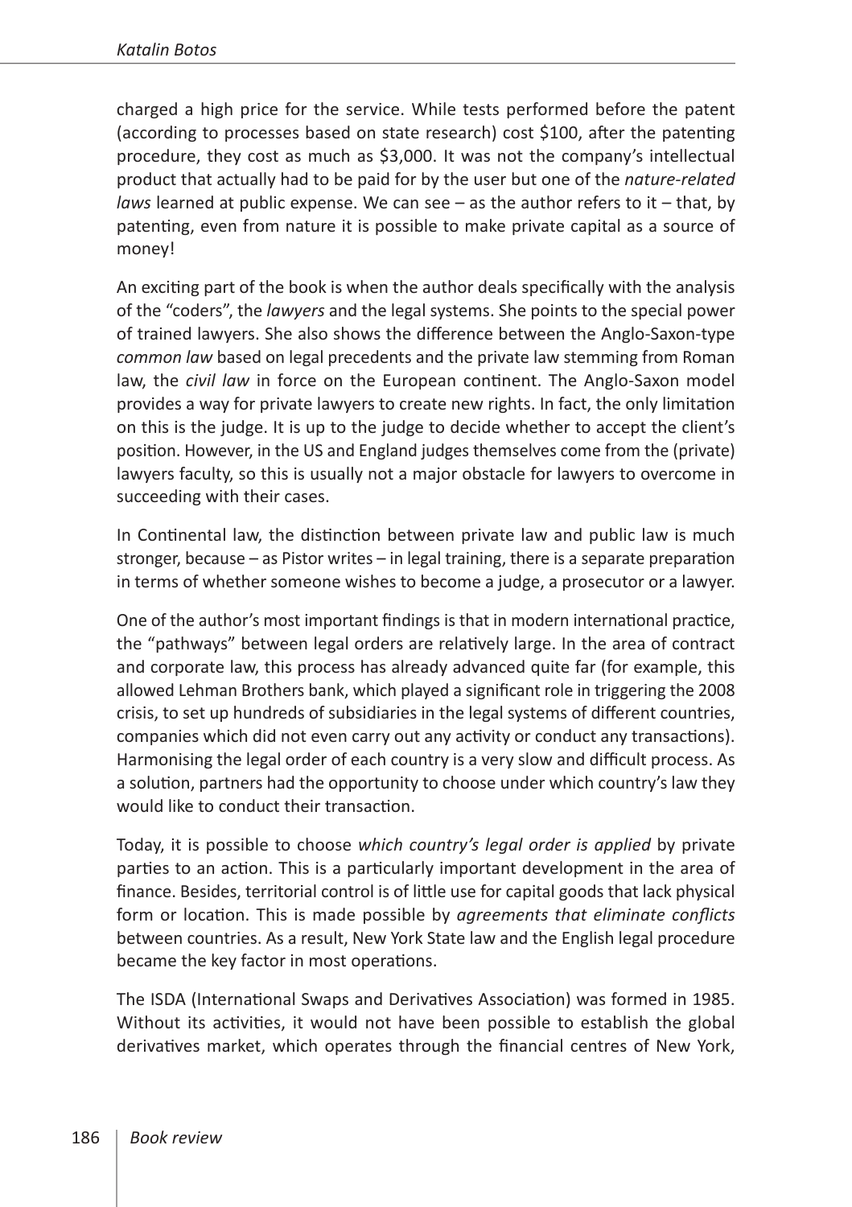charged a high price for the service. While tests performed before the patent (according to processes based on state research) cost $100, after the patenting procedure, they cost as much as $3,000. It was not the company's intellectual product that actually had to be paid for by the user but one of the *nature-related laws* learned at public expense. We can see – as the author refers to it – that, by patenting, even from nature it is possible to make private capital as a source of money!

An exciting part of the book is when the author deals specifically with the analysis of the "coders", the *lawyers* and the legal systems. She points to the special power of trained lawyers. She also shows the difference between the Anglo-Saxon-type *common law* based on legal precedents and the private law stemming from Roman law, the *civil law* in force on the European continent. The Anglo-Saxon model provides a way for private lawyers to create new rights. In fact, the only limitation on this is the judge. It is up to the judge to decide whether to accept the client's position. However, in the US and England judges themselves come from the (private) lawyers faculty, so this is usually not a major obstacle for lawyers to overcome in succeeding with their cases.

In Continental law, the distinction between private law and public law is much stronger, because – as Pistor writes – in legal training, there is a separate preparation in terms of whether someone wishes to become a judge, a prosecutor or a lawyer.

One of the author's most important findings is that in modern international practice, the "pathways" between legal orders are relatively large. In the area of contract and corporate law, this process has already advanced quite far (for example, this allowed Lehman Brothers bank, which played a significant role in triggering the 2008 crisis, to set up hundreds of subsidiaries in the legal systems of different countries, companies which did not even carry out any activity or conduct any transactions). Harmonising the legal order of each country is a very slow and difficult process. As a solution, partners had the opportunity to choose under which country's law they would like to conduct their transaction.

Today, it is possible to choose *which country's legal order is applied* by private parties to an action. This is a particularly important development in the area of finance. Besides, territorial control is of little use for capital goods that lack physical form or location. This is made possible by *agreements that eliminate conflicts* between countries. As a result, New York State law and the English legal procedure became the key factor in most operations.

The ISDA (International Swaps and Derivatives Association) was formed in 1985. Without its activities, it would not have been possible to establish the global derivatives market, which operates through the financial centres of New York,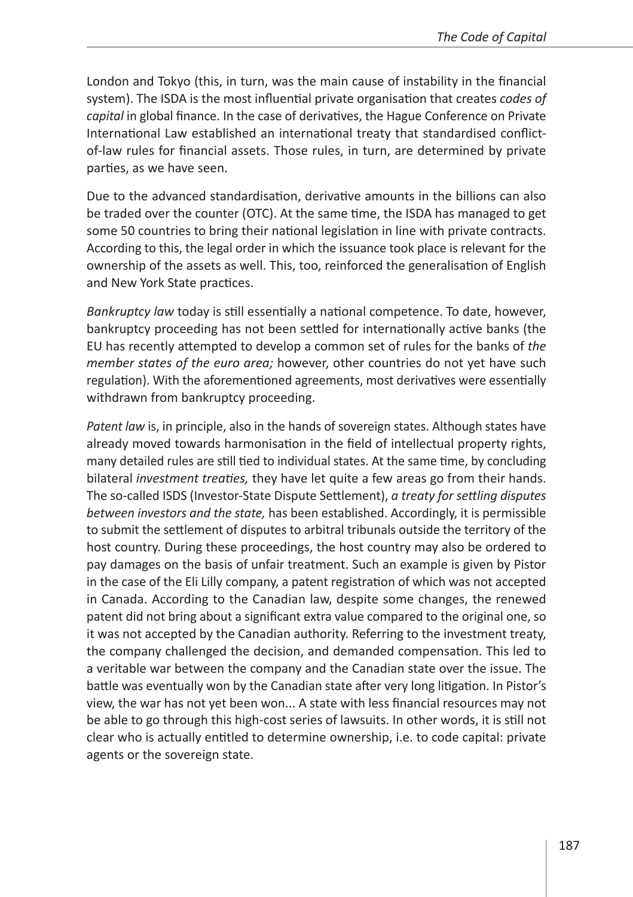London and Tokyo (this, in turn, was the main cause of instability in the financial system). The ISDA is the most influential private organisation that creates *codes of capital* in global finance. In the case of derivatives, the Hague Conference on Private International Law established an international treaty that standardised conflict-of-law rules for financial assets. Those rules, in turn, are determined by private parties, as we have seen.

Due to the advanced standardisation, derivative amounts in the billions can also be traded over the counter (OTC). At the same time, the ISDA has managed to get some 50 countries to bring their national legislation in line with private contracts. According to this, the legal order in which the issuance took place is relevant for the ownership of the assets as well. This, too, reinforced the generalisation of English and New York State practices.

*Bankruptcy law* today is still essentially a national competence. To date, however, bankruptcy proceeding has not been settled for internationally active banks (the EU has recently attempted to develop a common set of rules for the banks of *the member states of the euro area;* however, other countries do not yet have such regulation). With the aforementioned agreements, most derivatives were essentially withdrawn from bankruptcy proceeding.

*Patent law* is, in principle, also in the hands of sovereign states. Although states have already moved towards harmonisation in the field of intellectual property rights, many detailed rules are still tied to individual states. At the same time, by concluding bilateral *investment treaties,* they have let quite a few areas go from their hands. The so-called ISDS (Investor-State Dispute Settlement), *a treaty for settling disputes between investors and the state,* has been established. Accordingly, it is permissible to submit the settlement of disputes to arbitral tribunals outside the territory of the host country. During these proceedings, the host country may also be ordered to pay damages on the basis of unfair treatment. Such an example is given by Pistor in the case of the Eli Lilly company, a patent registration of which was not accepted in Canada. According to the Canadian law, despite some changes, the renewed patent did not bring about a significant extra value compared to the original one, so it was not accepted by the Canadian authority. Referring to the investment treaty, the company challenged the decision, and demanded compensation. This led to a veritable war between the company and the Canadian state over the issue. The battle was eventually won by the Canadian state after very long litigation. In Pistor's view, the war has not yet been won... A state with less financial resources may not be able to go through this high-cost series of lawsuits. In other words, it is still not clear who is actually entitled to determine ownership, i.e. to code capital: private agents or the sovereign state.